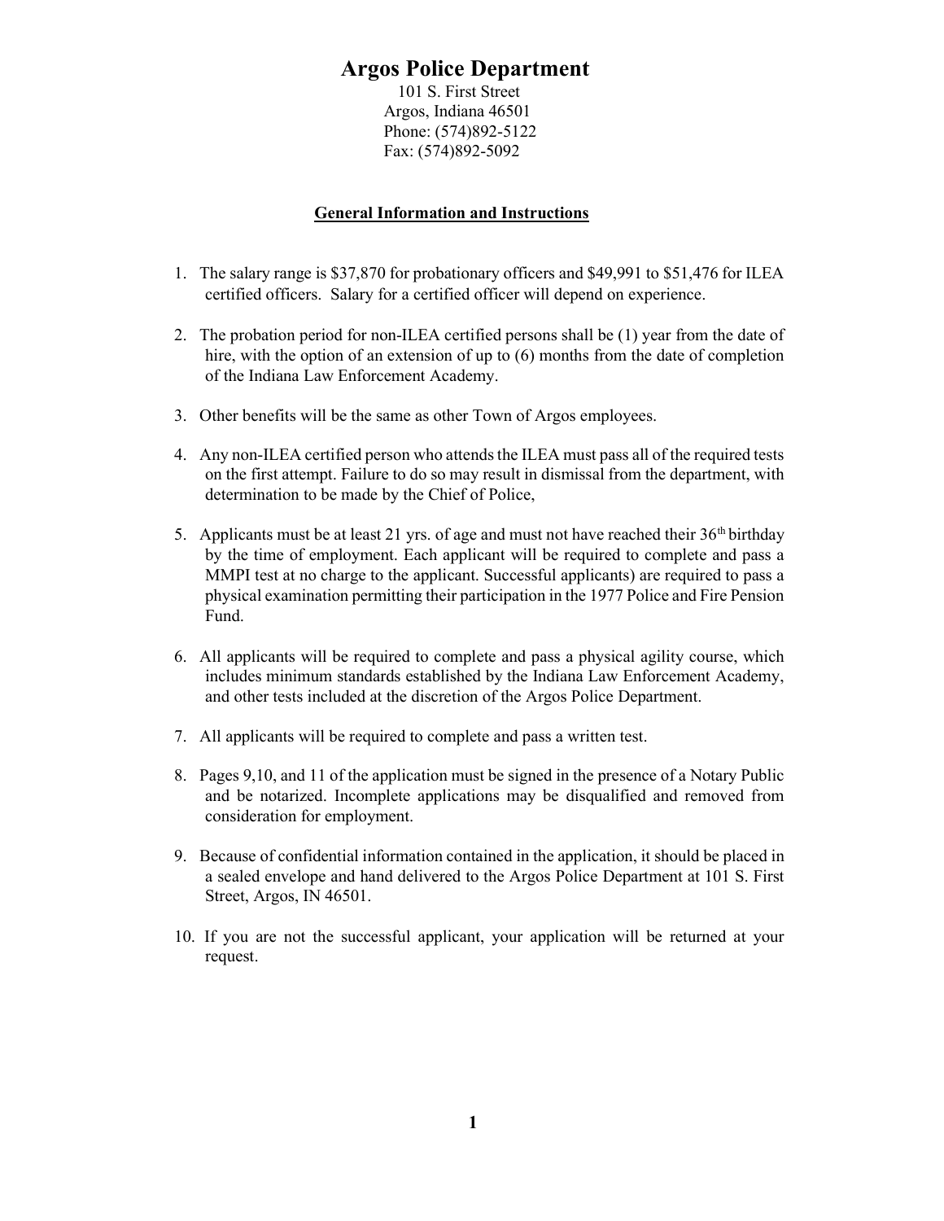# Argos Police Department

101 S. First Street
Argos, Indiana 46501
Phone: (574)892-5122
Fax: (574)892-5092

## General Information and Instructions

1. The salary range is $37,870 for probationary officers and $49,991 to $51,476 for ILEA certified officers. Salary for a certified officer will depend on experience.

2. The probation period for non-ILEA certified persons shall be (1) year from the date of hire, with the option of an extension of up to (6) months from the date of completion of the Indiana Law Enforcement Academy.

3. Other benefits will be the same as other Town of Argos employees.

4. Any non-ILEA certified person who attends the ILEA must pass all of the required tests on the first attempt. Failure to do so may result in dismissal from the department, with determination to be made by the Chief of Police,

5. Applicants must be at least 21 yrs. of age and must not have reached their 36th birthday by the time of employment. Each applicant will be required to complete and pass a MMPI test at no charge to the applicant. Successful applicants) are required to pass a physical examination permitting their participation in the 1977 Police and Fire Pension Fund.

6. All applicants will be required to complete and pass a physical agility course, which includes minimum standards established by the Indiana Law Enforcement Academy, and other tests included at the discretion of the Argos Police Department.

7. All applicants will be required to complete and pass a written test.

8. Pages 9,10, and 11 of the application must be signed in the presence of a Notary Public and be notarized. Incomplete applications may be disqualified and removed from consideration for employment.

9. Because of confidential information contained in the application, it should be placed in a sealed envelope and hand delivered to the Argos Police Department at 101 S. First Street, Argos, IN 46501.

10. If you are not the successful applicant, your application will be returned at your request.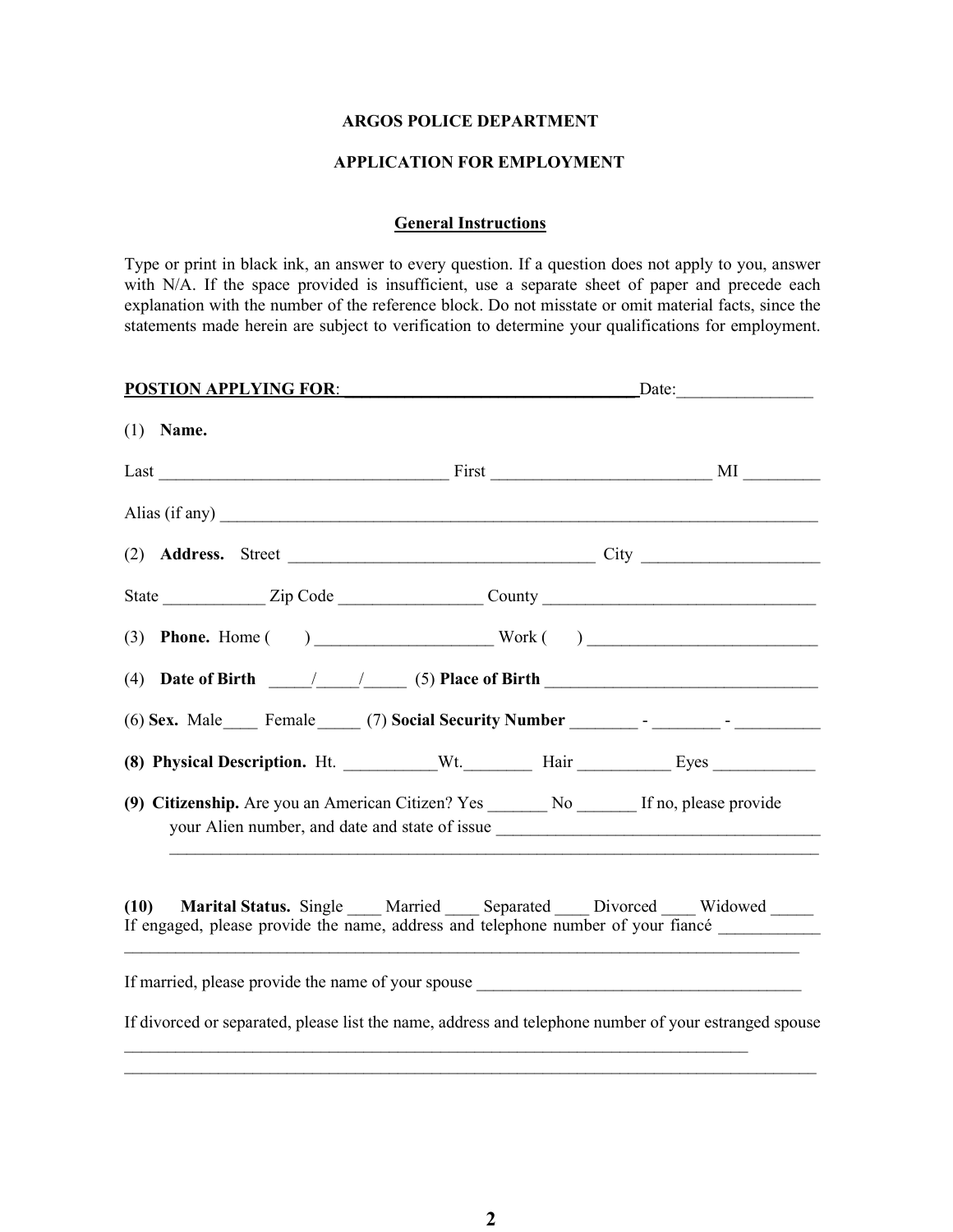**ARGOS POLICE DEPARTMENT**

**APPLICATION FOR EMPLOYMENT**

**General Instructions**

Type or print in black ink, an answer to every question. If a question does not apply to you, answer with N/A. If the space provided is insufficient, use a separate sheet of paper and precede each explanation with the number of the reference block. Do not misstate or omit material facts, since the statements made herein are subject to verification to determine your qualifications for employment.

**POSTION APPLYING FOR**:\_\_\_\_\_\_\_\_\_\_\_\_\_\_\_\_\_\_\_\_\_\_\_\_\_\_\_\_\_\_\_\_\_\_\_\_Date:\_\_\_\_\_\_\_\_\_\_\_\_\_\_\_\_

(1) **Name.**

Last \_\_\_\_\_\_\_\_\_\_\_\_\_\_\_\_\_\_\_\_\_\_\_\_\_\_\_\_\_\_\_\_\_\_ First \_\_\_\_\_\_\_\_\_\_\_\_\_\_\_\_\_\_\_\_\_\_\_\_\_\_ MI \_\_\_\_\_\_\_\_\_

Alias (if any) \_\_\_\_\_\_\_\_\_\_\_\_\_\_\_\_\_\_\_\_\_\_\_\_\_\_\_\_\_\_\_\_\_\_\_\_\_\_\_\_\_\_\_\_\_\_\_\_\_\_\_\_\_\_\_\_\_\_\_\_\_\_\_\_\_\_\_\_\_\_\_\_\_

(2) **Address.** Street \_\_\_\_\_\_\_\_\_\_\_\_\_\_\_\_\_\_\_\_\_\_\_\_\_\_\_\_\_\_\_\_\_\_\_\_\_\_ City \_\_\_\_\_\_\_\_\_\_\_\_\_\_\_\_\_\_\_\_\_

State \_\_\_\_\_\_\_\_\_\_\_\_ Zip Code \_\_\_\_\_\_\_\_\_\_\_\_\_\_\_\_\_ County \_\_\_\_\_\_\_\_\_\_\_\_\_\_\_\_\_\_\_\_\_\_\_\_\_\_\_\_\_\_\_\_

(3) **Phone.** Home (      ) \_\_\_\_\_\_\_\_\_\_\_\_\_\_\_\_\_\_\_\_\_ Work (      ) \_\_\_\_\_\_\_\_\_\_\_\_\_\_\_\_\_\_\_\_\_\_\_\_\_\_\_\_

(4) **Date of Birth** \_\_\_\_\_/\_\_\_\_\_/\_\_\_\_\_ (5) **Place of Birth** \_\_\_\_\_\_\_\_\_\_\_\_\_\_\_\_\_\_\_\_\_\_\_\_\_\_\_\_\_\_\_\_\_

(6) **Sex.** Male\_\_\_\_ Female\_\_\_\_\_ (7) **Social Security Number** \_\_\_\_\_\_\_\_ - \_\_\_\_\_\_\_\_ - \_\_\_\_\_\_\_\_\_\_

**(8) Physical Description.** Ht. \_\_\_\_\_\_\_\_\_\_\_Wt.\_\_\_\_\_\_\_\_ Hair \_\_\_\_\_\_\_\_\_\_\_ Eyes \_\_\_\_\_\_\_\_\_\_\_\_

**(9) Citizenship.** Are you an American Citizen? Yes \_\_\_\_\_\_\_ No \_\_\_\_\_\_\_ If no, please provide your Alien number, and date and state of issue \_\_\_\_\_\_\_\_\_\_\_\_\_\_\_\_\_\_\_\_\_\_\_\_\_\_\_\_\_\_\_\_\_\_\_\_\_\_\_
\_\_\_\_\_\_\_\_\_\_\_\_\_\_\_\_\_\_\_\_\_\_\_\_\_\_\_\_\_\_\_\_\_\_\_\_\_\_\_\_\_\_\_\_\_\_\_\_\_\_\_\_\_\_\_\_\_\_\_\_\_\_\_\_\_\_\_\_\_\_\_\_\_\_\_\_\_\_

**(10) Marital Status.** Single \_\_\_\_ Married \_\_\_\_ Separated \_\_\_\_ Divorced \_\_\_\_ Widowed \_\_\_\_\_
If engaged, please provide the name, address and telephone number of your fiancé \_\_\_\_\_\_\_\_\_\_\_\_
\_\_\_\_\_\_\_\_\_\_\_\_\_\_\_\_\_\_\_\_\_\_\_\_\_\_\_\_\_\_\_\_\_\_\_\_\_\_\_\_\_\_\_\_\_\_\_\_\_\_\_\_\_\_\_\_\_\_\_\_\_\_\_\_\_\_\_\_\_\_\_\_\_\_\_\_\_\_\_\_\_\_

If married, please provide the name of your spouse \_\_\_\_\_\_\_\_\_\_\_\_\_\_\_\_\_\_\_\_\_\_\_\_\_\_\_\_\_\_\_\_\_\_\_\_\_\_\_

If divorced or separated, please list the name, address and telephone number of your estranged spouse
\_\_\_\_\_\_\_\_\_\_\_\_\_\_\_\_\_\_\_\_\_\_\_\_\_\_\_\_\_\_\_\_\_\_\_\_\_\_\_\_\_\_\_\_\_\_\_\_\_\_\_\_\_\_\_\_\_\_\_\_\_\_\_\_\_\_\_\_\_\_\_\_\_\_\_\_\_
\_\_\_\_\_\_\_\_\_\_\_\_\_\_\_\_\_\_\_\_\_\_\_\_\_\_\_\_\_\_\_\_\_\_\_\_\_\_\_\_\_\_\_\_\_\_\_\_\_\_\_\_\_\_\_\_\_\_\_\_\_\_\_\_\_\_\_\_\_\_\_\_\_\_\_\_\_\_\_\_\_\_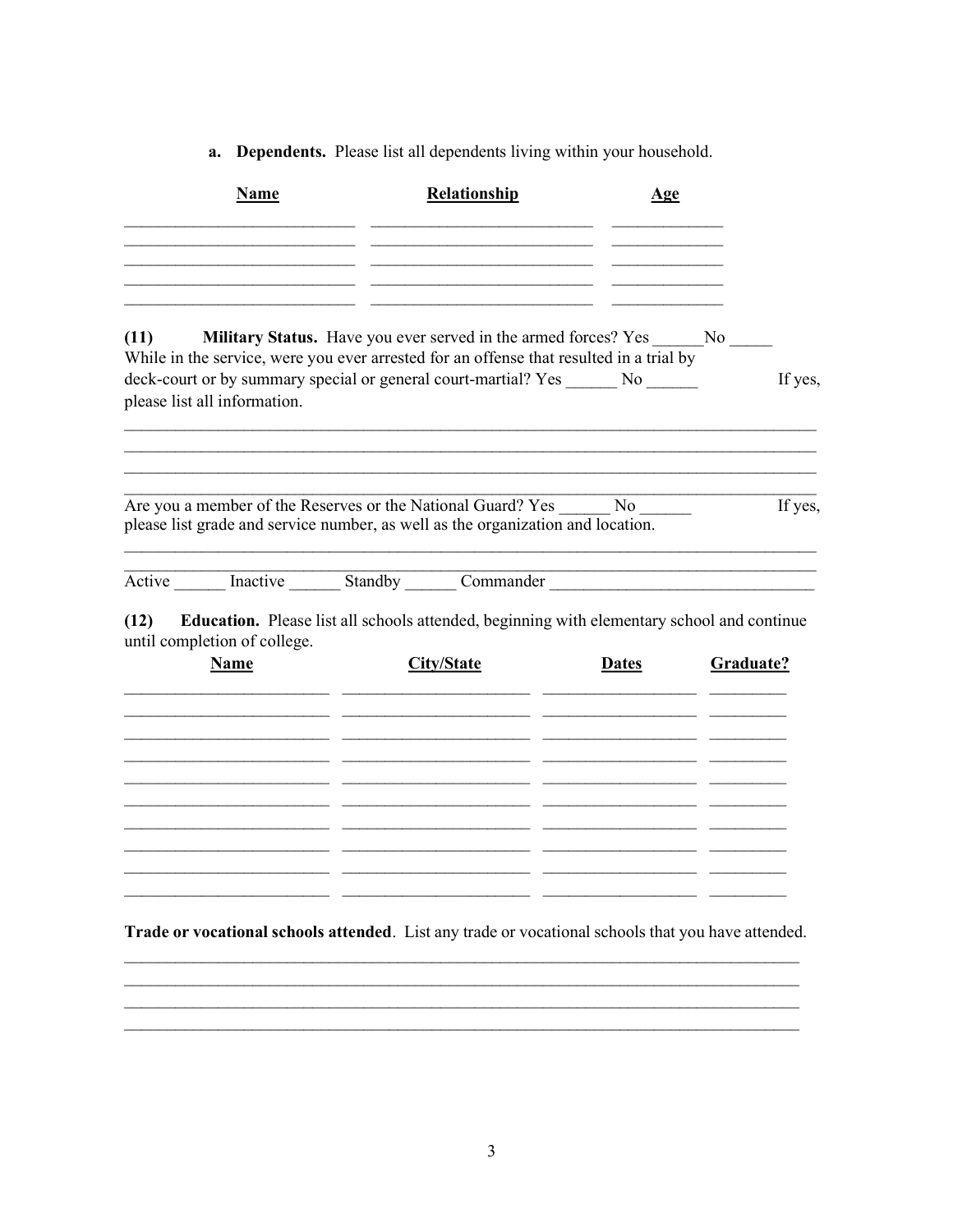**a. Dependents.** Please list all dependents living within your household.

| Name | Relationship | Age |
|---|---|---|
| | | |
| | | |
| | | |
| | | |
| | | |

**(11) Military Status.** Have you ever served in the armed forces? Yes ______No _____
While in the service, were you ever arrested for an offense that resulted in a trial by deck-court or by summary special or general court-martial? Yes ______ No ______ If yes, please list all information.

___________________________________________________________________________
___________________________________________________________________________
___________________________________________________________________________
___________________________________________________________________________

Are you a member of the Reserves or the National Guard? Yes ______ No ______ If yes, please list grade and service number, as well as the organization and location.

___________________________________________________________________________
___________________________________________________________________________

Active ______ Inactive ______ Standby ______ Commander ______________________________

**(12) Education.** Please list all schools attended, beginning with elementary school and continue until completion of college.

| Name | City/State | Dates | Graduate? |
|---|---|---|---|
| | | | |
| | | | |
| | | | |
| | | | |
| | | | |
| | | | |
| | | | |
| | | | |
| | | | |
| | | | |

**Trade or vocational schools attended**. List any trade or vocational schools that you have attended.

___________________________________________________________________________
___________________________________________________________________________
___________________________________________________________________________
___________________________________________________________________________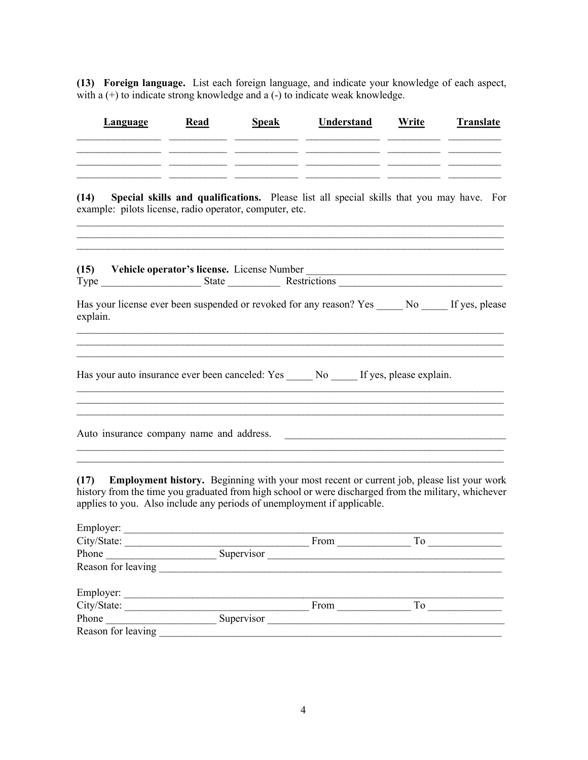**(13) Foreign language.** List each foreign language, and indicate your knowledge of each aspect, with a (+) to indicate strong knowledge and a (-) to indicate weak knowledge.

| Language | Read | Speak | Understand | Write | Translate |
|---|---|---|---|---|---|
| | | | | | |
| | | | | | |
| | | | | | |
| | | | | | |

**(14) Special skills and qualifications.** Please list all special skills that you may have. For example: pilots license, radio operator, computer, etc.

______________________________________________________________________________
______________________________________________________________________________
______________________________________________________________________________

**(15) Vehicle operator's license.** License Number ______________________________________
Type ___________________ State __________ Restrictions _______________________________

Has your license ever been suspended or revoked for any reason? Yes _____ No _____ If yes, please explain.

______________________________________________________________________________
______________________________________________________________________________
______________________________________________________________________________

Has your auto insurance ever been canceled: Yes _____ No _____ If yes, please explain.

______________________________________________________________________________
______________________________________________________________________________
______________________________________________________________________________

Auto insurance company name and address. ___________________________________________
______________________________________________________________________________
______________________________________________________________________________

**(17) Employment history.** Beginning with your most recent or current job, please list your work history from the time you graduated from high school or were discharged from the military, whichever applies to you. Also include any periods of unemployment if applicable.

Employer: _____________________________________________________________________
City/State: __________________________________ From _____________ To _____________
Phone ____________________ Supervisor ______________________________________________
Reason for leaving _______________________________________________________________

Employer: _____________________________________________________________________
City/State: __________________________________ From _____________ To _____________
Phone ____________________ Supervisor ______________________________________________
Reason for leaving _______________________________________________________________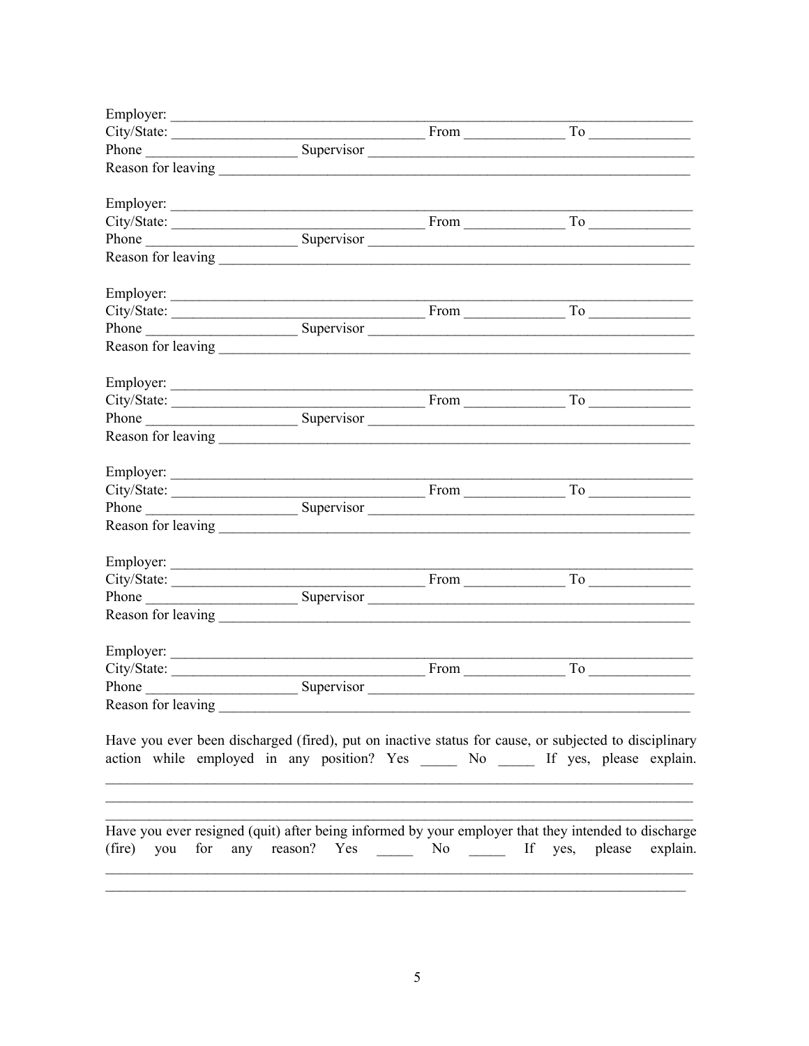Employer: ___________________________________________________________________________
City/State: _________________________________ From _____________ To _____________
Phone ____________________ Supervisor _____________________________________________
Reason for leaving _________________________________________________________________

Employer: ___________________________________________________________________________
City/State: _________________________________ From _____________ To _____________
Phone ____________________ Supervisor _____________________________________________
Reason for leaving _________________________________________________________________

Employer: ___________________________________________________________________________
City/State: _________________________________ From _____________ To _____________
Phone ____________________ Supervisor _____________________________________________
Reason for leaving _________________________________________________________________

Employer: ___________________________________________________________________________
City/State: _________________________________ From _____________ To _____________
Phone ____________________ Supervisor _____________________________________________
Reason for leaving _________________________________________________________________

Employer: ___________________________________________________________________________
City/State: _________________________________ From _____________ To _____________
Phone ____________________ Supervisor _____________________________________________
Reason for leaving _________________________________________________________________

Employer: ___________________________________________________________________________
City/State: _________________________________ From _____________ To _____________
Phone ____________________ Supervisor _____________________________________________
Reason for leaving _________________________________________________________________

Employer: ___________________________________________________________________________
City/State: _________________________________ From _____________ To _____________
Phone ____________________ Supervisor _____________________________________________
Reason for leaving _________________________________________________________________

Have you ever been discharged (fired), put on inactive status for cause, or subjected to disciplinary action while employed in any position? Yes _____ No _____ If yes, please explain.
_____________________________________________________________________________________
_____________________________________________________________________________________
_____________________________________________________________________________________

Have you ever resigned (quit) after being informed by your employer that they intended to discharge (fire) you for any reason? Yes _____ No _____ If yes, please explain.
_____________________________________________________________________________________
_____________________________________________________________________________________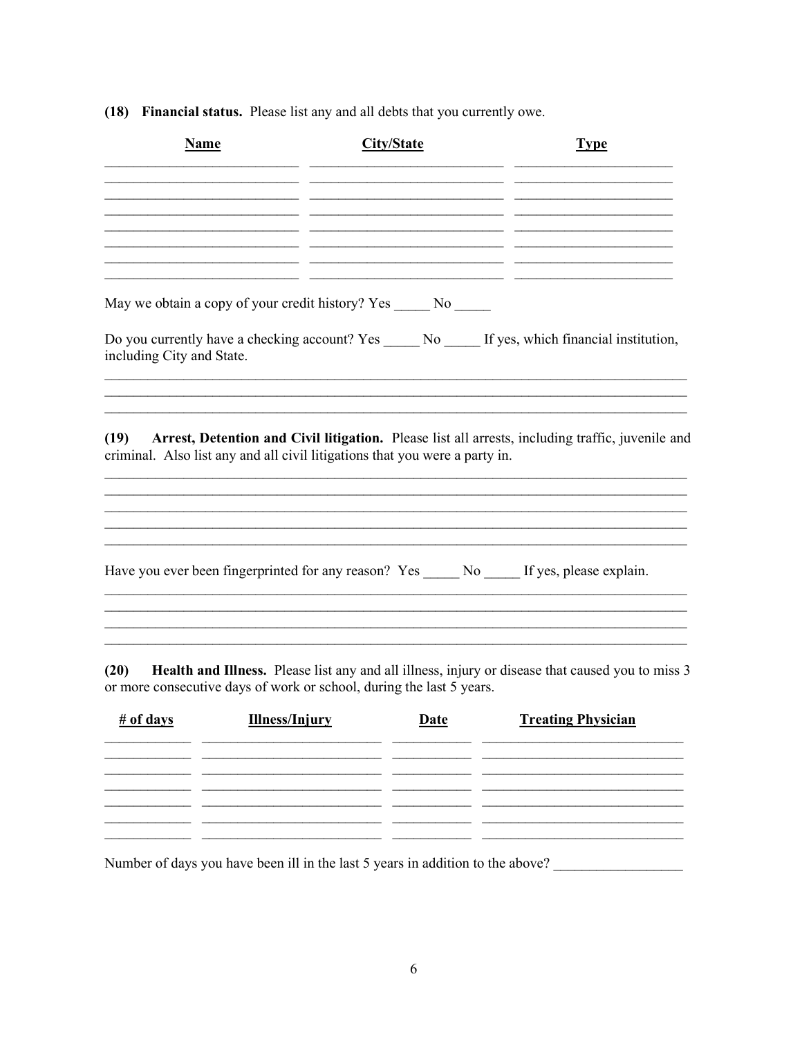**(18) Financial status.** Please list any and all debts that you currently owe.

| Name | City/State | Type |
|---|---|---|
| | | |
| | | |
| | | |
| | | |
| | | |
| | | |
| | | |
| | | |

May we obtain a copy of your credit history? Yes _____ No _____

Do you currently have a checking account? Yes _____ No _____ If yes, which financial institution, including City and State.

_______________________________________________________________________________
_______________________________________________________________________________
_______________________________________________________________________________

**(19) Arrest, Detention and Civil litigation.** Please list all arrests, including traffic, juvenile and criminal. Also list any and all civil litigations that you were a party in.

_______________________________________________________________________________
_______________________________________________________________________________
_______________________________________________________________________________
_______________________________________________________________________________
_______________________________________________________________________________

Have you ever been fingerprinted for any reason? Yes _____ No _____ If yes, please explain.

_______________________________________________________________________________
_______________________________________________________________________________
_______________________________________________________________________________
_______________________________________________________________________________

**(20) Health and Illness.** Please list any and all illness, injury or disease that caused you to miss 3 or more consecutive days of work or school, during the last 5 years.

| # of days | Illness/Injury | Date | Treating Physician |
|---|---|---|---|
| | | | |
| | | | |
| | | | |
| | | | |
| | | | |
| | | | |
| | | | |

Number of days you have been ill in the last 5 years in addition to the above? _________________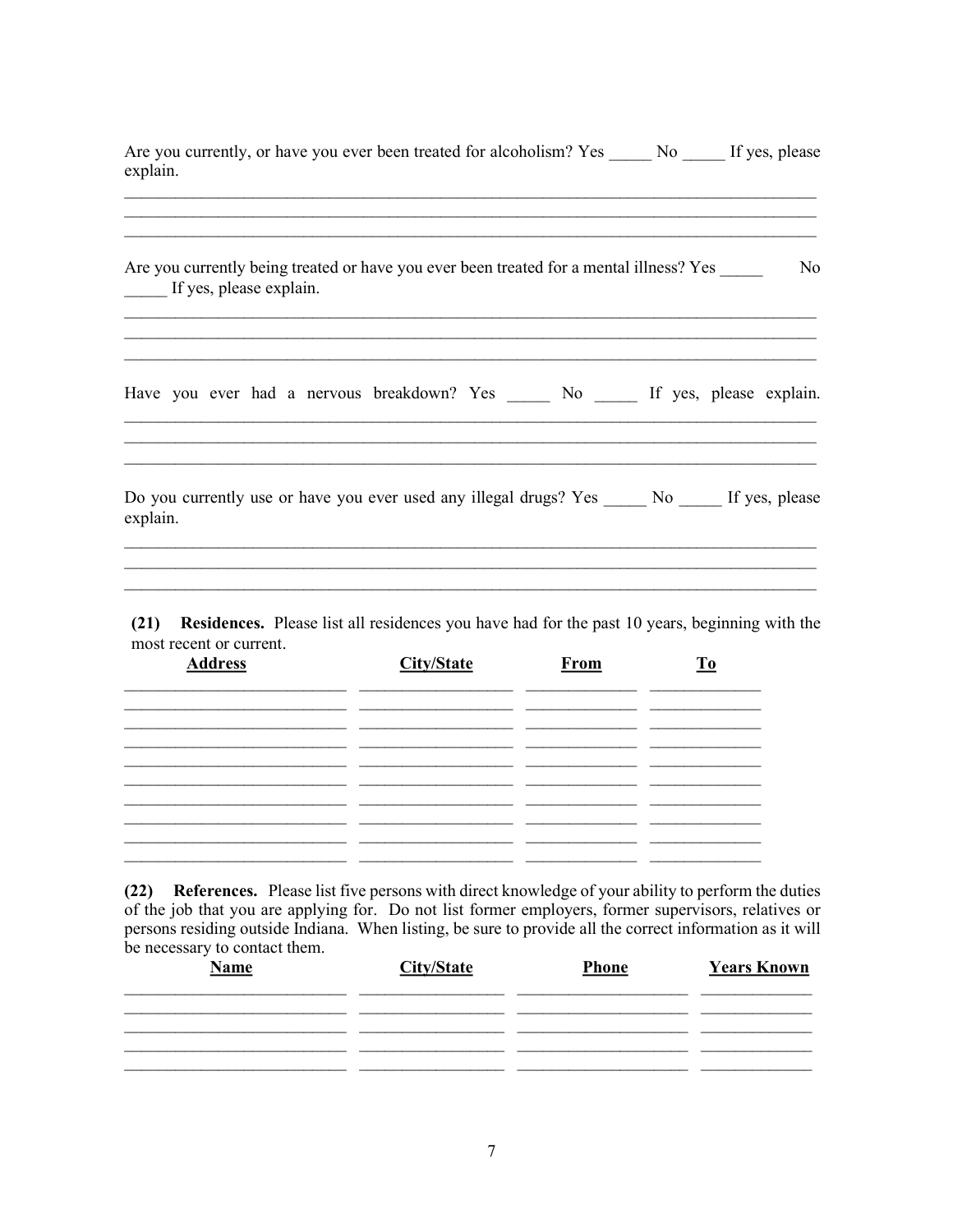Are you currently, or have you ever been treated for alcoholism? Yes _____ No _____ If yes, please explain.

_______________________________________________________________________________
_______________________________________________________________________________
_______________________________________________________________________________

Are you currently being treated or have you ever been treated for a mental illness? Yes _____ No _____ If yes, please explain.

_______________________________________________________________________________
_______________________________________________________________________________
_______________________________________________________________________________

Have you ever had a nervous breakdown? Yes _____ No _____ If yes, please explain.

_______________________________________________________________________________
_______________________________________________________________________________
_______________________________________________________________________________

Do you currently use or have you ever used any illegal drugs? Yes _____ No _____ If yes, please explain.

_______________________________________________________________________________
_______________________________________________________________________________
_______________________________________________________________________________

**(21) Residences.** Please list all residences you have had for the past 10 years, beginning with the most recent or current.

| Address | City/State | From | To |
|---|---|---|---|
| | | | |
| | | | |
| | | | |
| | | | |
| | | | |
| | | | |
| | | | |
| | | | |
| | | | |
| | | | |

**(22) References.** Please list five persons with direct knowledge of your ability to perform the duties of the job that you are applying for. Do not list former employers, former supervisors, relatives or persons residing outside Indiana. When listing, be sure to provide all the correct information as it will be necessary to contact them.

| Name | City/State | Phone | Years Known |
|---|---|---|---|
| | | | |
| | | | |
| | | | |
| | | | |
| | | | |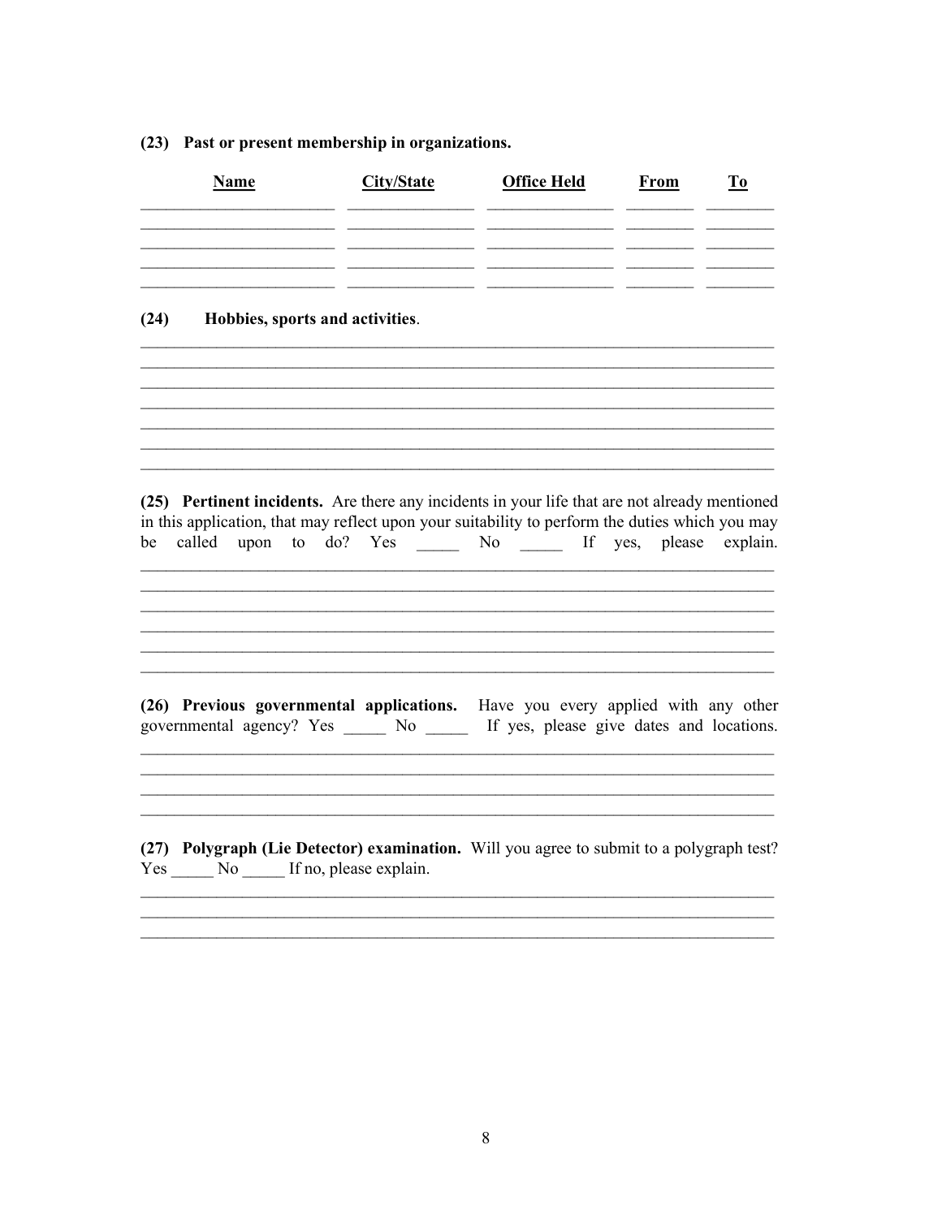**(23) Past or present membership in organizations.**

| Name | City/State | Office Held | From | To |
|---|---|---|---|---|
| | | | | |
| | | | | |
| | | | | |
| | | | | |
| | | | | |

**(24) Hobbies, sports and activities**.

\_\_\_\_\_\_\_\_\_\_\_\_\_\_\_\_\_\_\_\_\_\_\_\_\_\_\_\_\_\_\_\_\_\_\_\_\_\_\_\_\_\_\_\_\_\_\_\_\_\_\_\_\_\_\_\_\_\_\_\_\_\_\_\_\_\_\_\_\_\_\_\_
\_\_\_\_\_\_\_\_\_\_\_\_\_\_\_\_\_\_\_\_\_\_\_\_\_\_\_\_\_\_\_\_\_\_\_\_\_\_\_\_\_\_\_\_\_\_\_\_\_\_\_\_\_\_\_\_\_\_\_\_\_\_\_\_\_\_\_\_\_\_\_\_
\_\_\_\_\_\_\_\_\_\_\_\_\_\_\_\_\_\_\_\_\_\_\_\_\_\_\_\_\_\_\_\_\_\_\_\_\_\_\_\_\_\_\_\_\_\_\_\_\_\_\_\_\_\_\_\_\_\_\_\_\_\_\_\_\_\_\_\_\_\_\_\_
\_\_\_\_\_\_\_\_\_\_\_\_\_\_\_\_\_\_\_\_\_\_\_\_\_\_\_\_\_\_\_\_\_\_\_\_\_\_\_\_\_\_\_\_\_\_\_\_\_\_\_\_\_\_\_\_\_\_\_\_\_\_\_\_\_\_\_\_\_\_\_\_
\_\_\_\_\_\_\_\_\_\_\_\_\_\_\_\_\_\_\_\_\_\_\_\_\_\_\_\_\_\_\_\_\_\_\_\_\_\_\_\_\_\_\_\_\_\_\_\_\_\_\_\_\_\_\_\_\_\_\_\_\_\_\_\_\_\_\_\_\_\_\_\_
\_\_\_\_\_\_\_\_\_\_\_\_\_\_\_\_\_\_\_\_\_\_\_\_\_\_\_\_\_\_\_\_\_\_\_\_\_\_\_\_\_\_\_\_\_\_\_\_\_\_\_\_\_\_\_\_\_\_\_\_\_\_\_\_\_\_\_\_\_\_\_\_
\_\_\_\_\_\_\_\_\_\_\_\_\_\_\_\_\_\_\_\_\_\_\_\_\_\_\_\_\_\_\_\_\_\_\_\_\_\_\_\_\_\_\_\_\_\_\_\_\_\_\_\_\_\_\_\_\_\_\_\_\_\_\_\_\_\_\_\_\_\_\_\_

**(25) Pertinent incidents.** Are there any incidents in your life that are not already mentioned in this application, that may reflect upon your suitability to perform the duties which you may be called upon to do? Yes \_\_\_\_\_ No \_\_\_\_\_ If yes, please explain.

\_\_\_\_\_\_\_\_\_\_\_\_\_\_\_\_\_\_\_\_\_\_\_\_\_\_\_\_\_\_\_\_\_\_\_\_\_\_\_\_\_\_\_\_\_\_\_\_\_\_\_\_\_\_\_\_\_\_\_\_\_\_\_\_\_\_\_\_\_\_\_\_
\_\_\_\_\_\_\_\_\_\_\_\_\_\_\_\_\_\_\_\_\_\_\_\_\_\_\_\_\_\_\_\_\_\_\_\_\_\_\_\_\_\_\_\_\_\_\_\_\_\_\_\_\_\_\_\_\_\_\_\_\_\_\_\_\_\_\_\_\_\_\_\_
\_\_\_\_\_\_\_\_\_\_\_\_\_\_\_\_\_\_\_\_\_\_\_\_\_\_\_\_\_\_\_\_\_\_\_\_\_\_\_\_\_\_\_\_\_\_\_\_\_\_\_\_\_\_\_\_\_\_\_\_\_\_\_\_\_\_\_\_\_\_\_\_
\_\_\_\_\_\_\_\_\_\_\_\_\_\_\_\_\_\_\_\_\_\_\_\_\_\_\_\_\_\_\_\_\_\_\_\_\_\_\_\_\_\_\_\_\_\_\_\_\_\_\_\_\_\_\_\_\_\_\_\_\_\_\_\_\_\_\_\_\_\_\_\_
\_\_\_\_\_\_\_\_\_\_\_\_\_\_\_\_\_\_\_\_\_\_\_\_\_\_\_\_\_\_\_\_\_\_\_\_\_\_\_\_\_\_\_\_\_\_\_\_\_\_\_\_\_\_\_\_\_\_\_\_\_\_\_\_\_\_\_\_\_\_\_\_
\_\_\_\_\_\_\_\_\_\_\_\_\_\_\_\_\_\_\_\_\_\_\_\_\_\_\_\_\_\_\_\_\_\_\_\_\_\_\_\_\_\_\_\_\_\_\_\_\_\_\_\_\_\_\_\_\_\_\_\_\_\_\_\_\_\_\_\_\_\_\_\_

**(26) Previous governmental applications.** Have you every applied with any other governmental agency? Yes \_\_\_\_\_ No \_\_\_\_\_ If yes, please give dates and locations.

\_\_\_\_\_\_\_\_\_\_\_\_\_\_\_\_\_\_\_\_\_\_\_\_\_\_\_\_\_\_\_\_\_\_\_\_\_\_\_\_\_\_\_\_\_\_\_\_\_\_\_\_\_\_\_\_\_\_\_\_\_\_\_\_\_\_\_\_\_\_\_\_
\_\_\_\_\_\_\_\_\_\_\_\_\_\_\_\_\_\_\_\_\_\_\_\_\_\_\_\_\_\_\_\_\_\_\_\_\_\_\_\_\_\_\_\_\_\_\_\_\_\_\_\_\_\_\_\_\_\_\_\_\_\_\_\_\_\_\_\_\_\_\_\_
\_\_\_\_\_\_\_\_\_\_\_\_\_\_\_\_\_\_\_\_\_\_\_\_\_\_\_\_\_\_\_\_\_\_\_\_\_\_\_\_\_\_\_\_\_\_\_\_\_\_\_\_\_\_\_\_\_\_\_\_\_\_\_\_\_\_\_\_\_\_\_\_
\_\_\_\_\_\_\_\_\_\_\_\_\_\_\_\_\_\_\_\_\_\_\_\_\_\_\_\_\_\_\_\_\_\_\_\_\_\_\_\_\_\_\_\_\_\_\_\_\_\_\_\_\_\_\_\_\_\_\_\_\_\_\_\_\_\_\_\_\_\_\_\_

**(27) Polygraph (Lie Detector) examination.** Will you agree to submit to a polygraph test? Yes \_\_\_\_\_ No \_\_\_\_\_ If no, please explain.

\_\_\_\_\_\_\_\_\_\_\_\_\_\_\_\_\_\_\_\_\_\_\_\_\_\_\_\_\_\_\_\_\_\_\_\_\_\_\_\_\_\_\_\_\_\_\_\_\_\_\_\_\_\_\_\_\_\_\_\_\_\_\_\_\_\_\_\_\_\_\_\_
\_\_\_\_\_\_\_\_\_\_\_\_\_\_\_\_\_\_\_\_\_\_\_\_\_\_\_\_\_\_\_\_\_\_\_\_\_\_\_\_\_\_\_\_\_\_\_\_\_\_\_\_\_\_\_\_\_\_\_\_\_\_\_\_\_\_\_\_\_\_\_\_
\_\_\_\_\_\_\_\_\_\_\_\_\_\_\_\_\_\_\_\_\_\_\_\_\_\_\_\_\_\_\_\_\_\_\_\_\_\_\_\_\_\_\_\_\_\_\_\_\_\_\_\_\_\_\_\_\_\_\_\_\_\_\_\_\_\_\_\_\_\_\_\_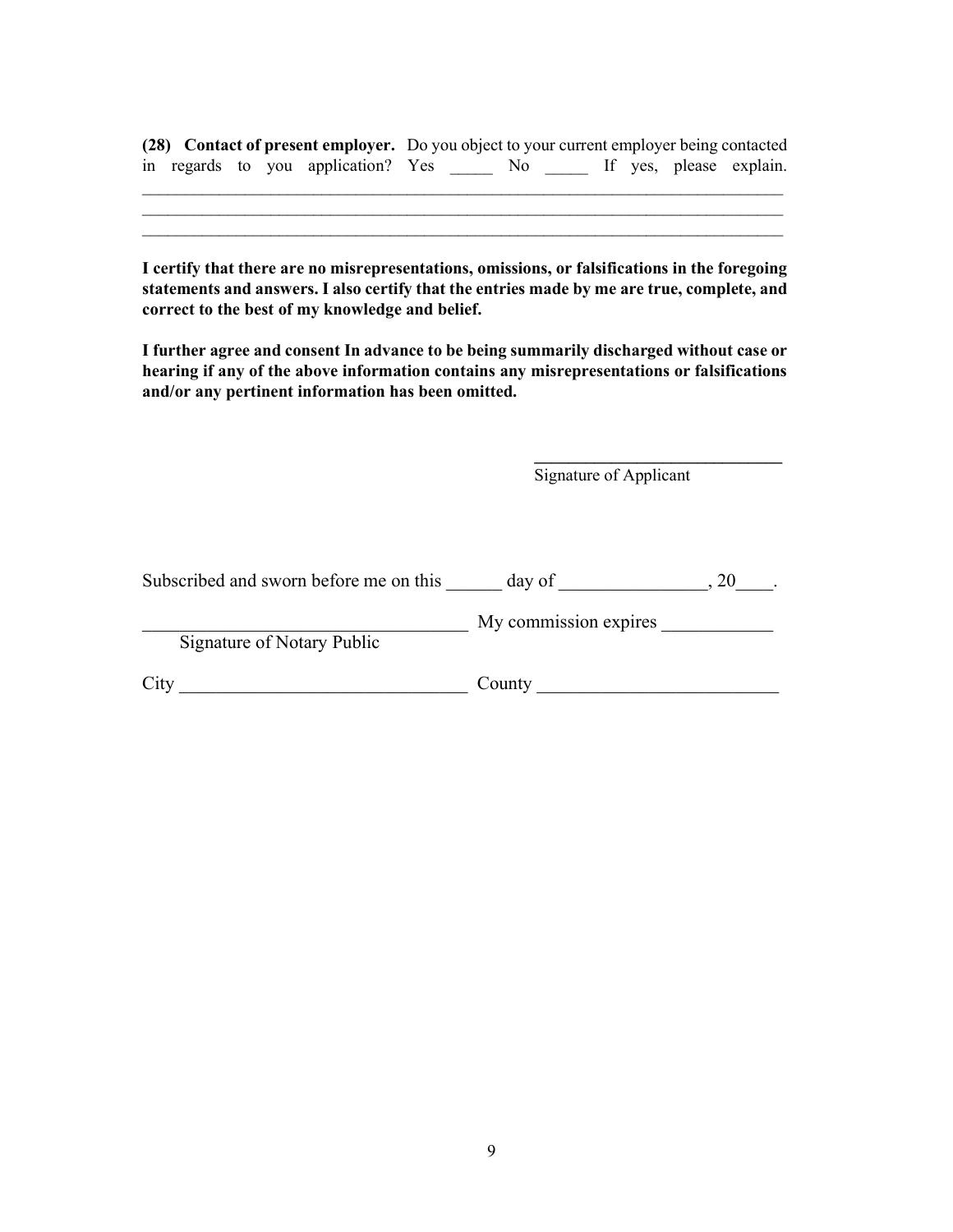**(28) Contact of present employer.** Do you object to your current employer being contacted in regards to you application? Yes _____ No _____ If yes, please explain.
______________________________________________________________________________
______________________________________________________________________________
______________________________________________________________________________

**I certify that there are no misrepresentations, omissions, or falsifications in the foregoing statements and answers. I also certify that the entries made by me are true, complete, and correct to the best of my knowledge and belief.**

**I further agree and consent In advance to be being summarily discharged without case or hearing if any of the above information contains any misrepresentations or falsifications and/or any pertinent information has been omitted.**

______________________________
Signature of Applicant

Subscribed and sworn before me on this ______ day of ________________, 20____.

___________________________________ My commission expires ____________
Signature of Notary Public

City _______________________________ County __________________________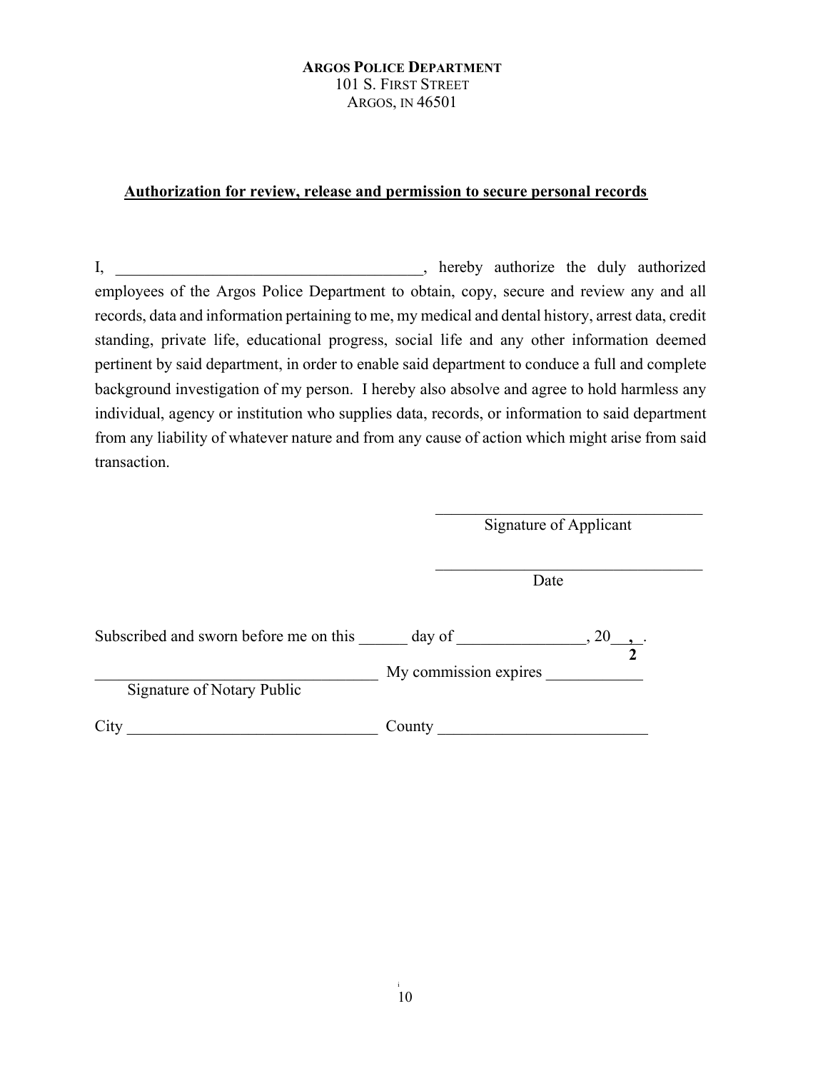**ARGOS POLICE DEPARTMENT**
101 S. FIRST STREET
ARGOS, IN 46501

**Authorization for review, release and permission to secure personal records**

I, ______________________________________, hereby authorize the duly authorized employees of the Argos Police Department to obtain, copy, secure and review any and all records, data and information pertaining to me, my medical and dental history, arrest data, credit standing, private life, educational progress, social life and any other information deemed pertinent by said department, in order to enable said department to conduce a full and complete background investigation of my person. I hereby also absolve and agree to hold harmless any individual, agency or institution who supplies data, records, or information to said department from any liability of whatever nature and from any cause of action which might arise from said transaction.

__________________________________
Signature of Applicant

__________________________________
Date

Subscribed and sworn before me on this ______ day of ________________, 20__,_.
2

____________________________________ My commission expires ____________
Signature of Notary Public

City _______________________________ County __________________________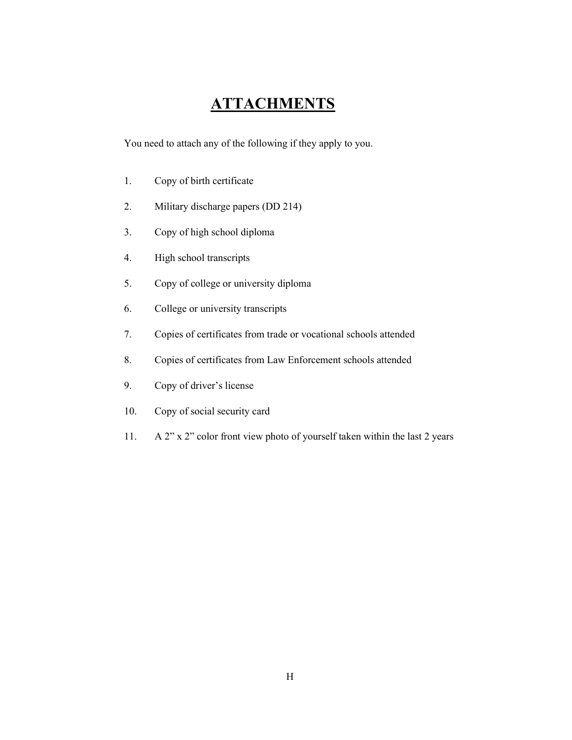# ATTACHMENTS

You need to attach any of the following if they apply to you.

1. Copy of birth certificate
2. Military discharge papers (DD 214)
3. Copy of high school diploma
4. High school transcripts
5. Copy of college or university diploma
6. College or university transcripts
7. Copies of certificates from trade or vocational schools attended
8. Copies of certificates from Law Enforcement schools attended
9. Copy of driver's license
10. Copy of social security card
11. A 2" x 2" color front view photo of yourself taken within the last 2 years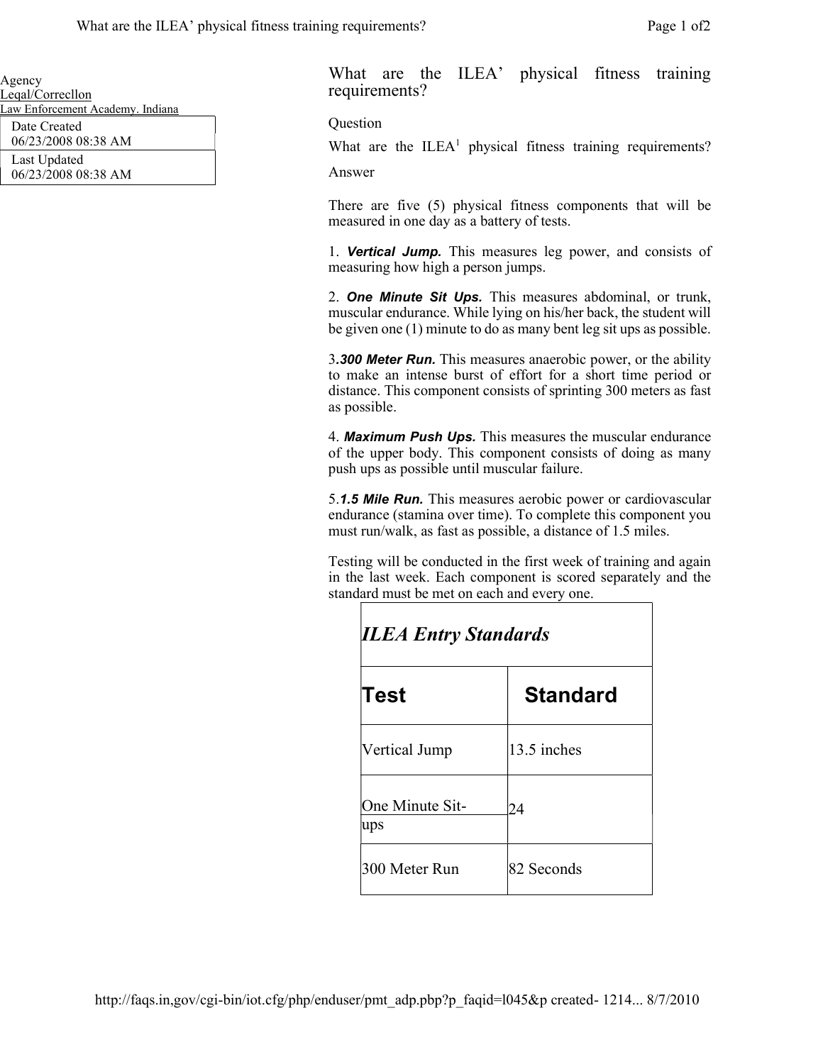Agency
Leqal/Correcllon
Law Enforcement Academy. Indiana

| Date Created |
|---|
| 06/23/2008 08:38 AM |
| Last Updated |
| 06/23/2008 08:38 AM |

# What are the ILEA' physical fitness training requirements?

Question

What are the ILEA[1] physical fitness training requirements?

Answer

There are five (5) physical fitness components that will be measured in one day as a battery of tests.

1. ***Vertical Jump.*** This measures leg power, and consists of measuring how high a person jumps.

2. ***One Minute Sit Ups.*** This measures abdominal, or trunk, muscular endurance. While lying on his/her back, the student will be given one (1) minute to do as many bent leg sit ups as possible.

3. ***300 Meter Run.*** This measures anaerobic power, or the ability to make an intense burst of effort for a short time period or distance. This component consists of sprinting 300 meters as fast as possible.

4. ***Maximum Push Ups.*** This measures the muscular endurance of the upper body. This component consists of doing as many push ups as possible until muscular failure.

5. ***1.5 Mile Run.*** This measures aerobic power or cardiovascular endurance (stamina over time). To complete this component you must run/walk, as fast as possible, a distance of 1.5 miles.

Testing will be conducted in the first week of training and again in the last week. Each component is scored separately and the standard must be met on each and every one.

| *ILEA Entry Standards* | |
|---|---|
| **Test** | **Standard** |
| Vertical Jump | 13.5 inches |
| One Minute Sit-ups | 24 |
| 300 Meter Run | 82 Seconds |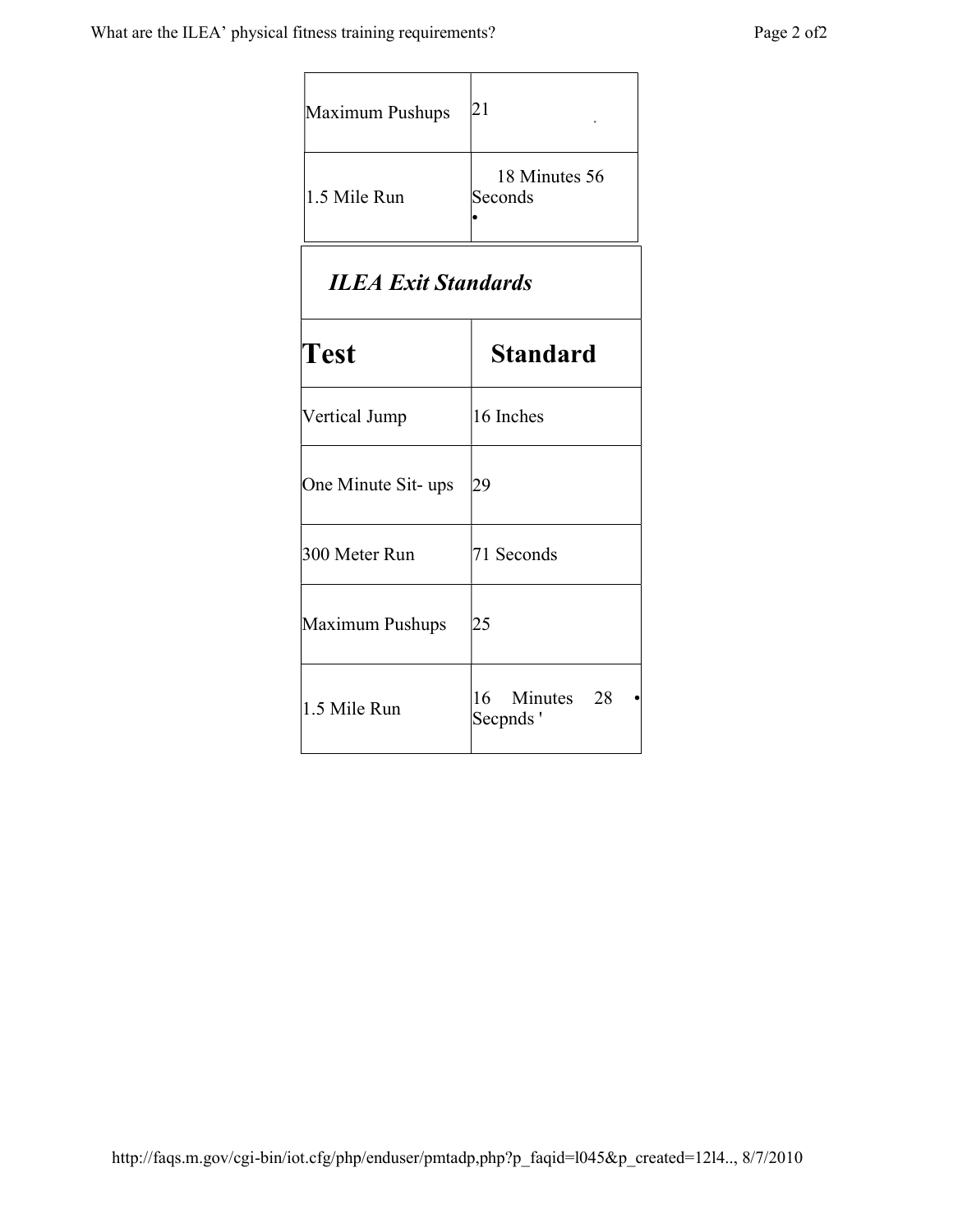| Maximum Pushups | 21 |
| --- | --- |
| 1.5 Mile Run | 18 Minutes 56 Seconds |

| *ILEA Exit Standards* | |
| --- | --- |
| **Test** | **Standard** |
| Vertical Jump | 16 Inches |
| One Minute Sit- ups | 29 |
| 300 Meter Run | 71 Seconds |
| Maximum Pushups | 25 |
| 1.5 Mile Run | 16 Minutes 28 Secpnds ' |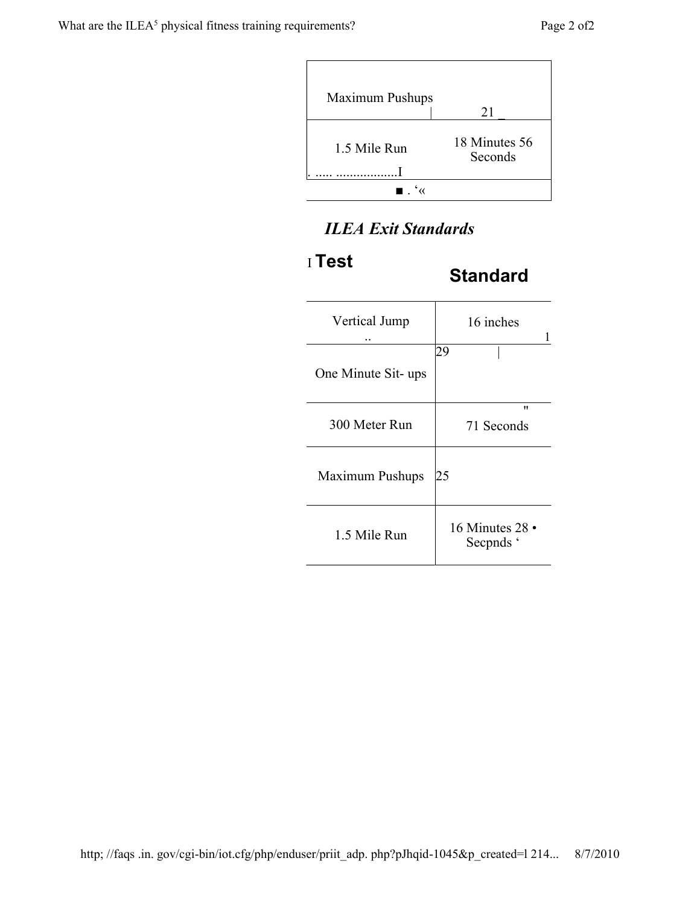| | |
|---|---|
| Maximum Pushups | 21 |
| 1.5 Mile Run | 18 Minutes 56 Seconds |

### *ILEA Exit Standards*

| Test | Standard |
|---|---|
| Vertical Jump | 16 inches |
| One Minute Sit- ups | 29 |
| 300 Meter Run | 71 Seconds |
| Maximum Pushups | 25 |
| 1.5 Mile Run | 16 Minutes 28 Secpnds |

http; //faqs .in. gov/cgi-bin/iot.cfg/php/enduser/priit_adp. php?pJhqid-1045&p_created=l 214... 8/7/2010